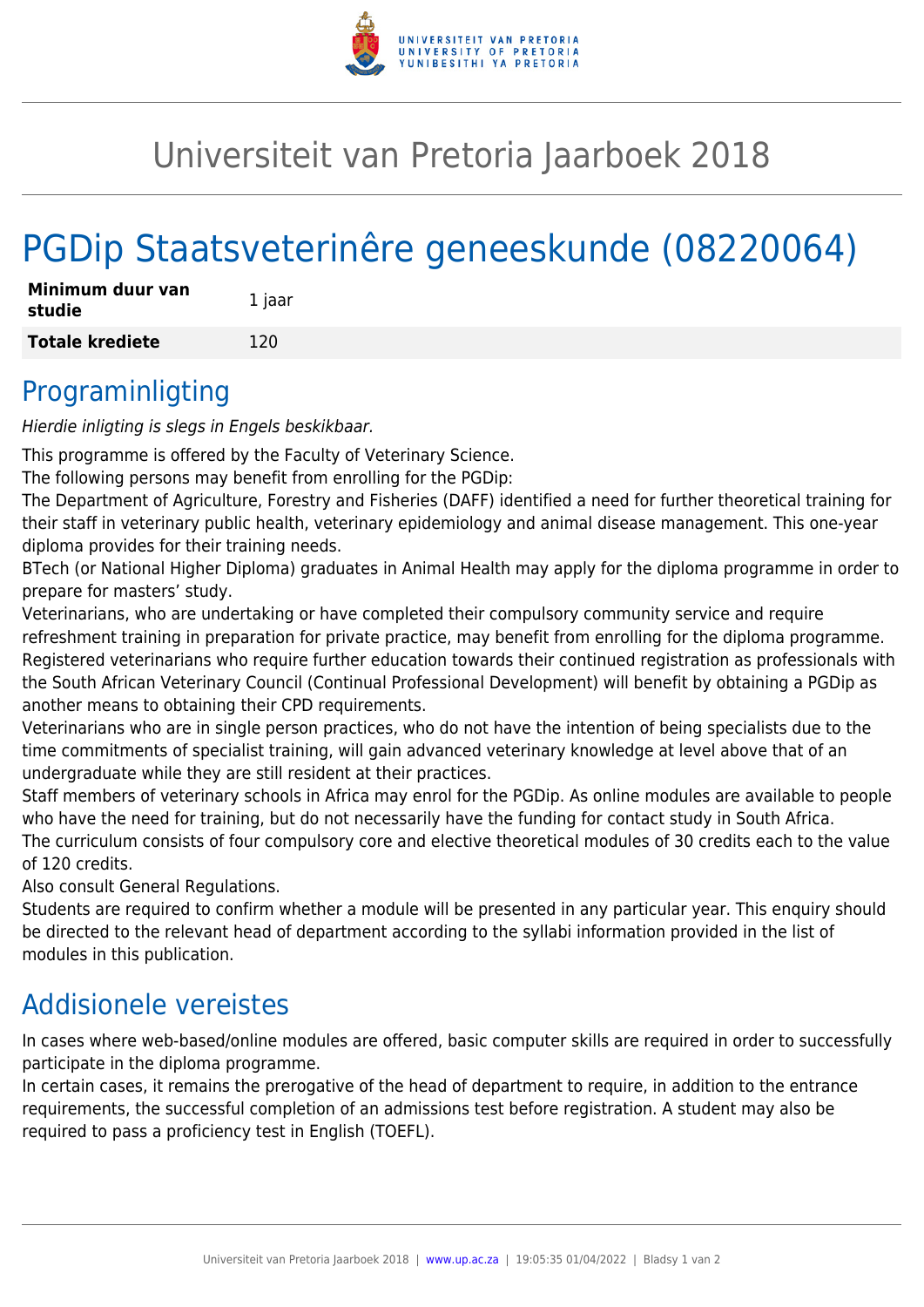# Universiteit van Pretoria Jaarboek 2018

# PGDip Staatsveterinêre geneeskunde (08220064)

| **Minimum duur van studie** | 1 jaar |
|---|---|
| **Totale krediete** | 120 |

## Programinligting

*Hierdie inligting is slegs in Engels beskikbaar.*

This programme is offered by the Faculty of Veterinary Science.

The following persons may benefit from enrolling for the PGDip:

The Department of Agriculture, Forestry and Fisheries (DAFF) identified a need for further theoretical training for their staff in veterinary public health, veterinary epidemiology and animal disease management. This one-year diploma provides for their training needs.

BTech (or National Higher Diploma) graduates in Animal Health may apply for the diploma programme in order to prepare for masters' study.

Veterinarians, who are undertaking or have completed their compulsory community service and require refreshment training in preparation for private practice, may benefit from enrolling for the diploma programme.

Registered veterinarians who require further education towards their continued registration as professionals with the South African Veterinary Council (Continual Professional Development) will benefit by obtaining a PGDip as another means to obtaining their CPD requirements.

Veterinarians who are in single person practices, who do not have the intention of being specialists due to the time commitments of specialist training, will gain advanced veterinary knowledge at level above that of an undergraduate while they are still resident at their practices.

Staff members of veterinary schools in Africa may enrol for the PGDip. As online modules are available to people who have the need for training, but do not necessarily have the funding for contact study in South Africa.

The curriculum consists of four compulsory core and elective theoretical modules of 30 credits each to the value of 120 credits.

Also consult General Regulations.

Students are required to confirm whether a module will be presented in any particular year. This enquiry should be directed to the relevant head of department according to the syllabi information provided in the list of modules in this publication.

## Addisionele vereistes

In cases where web-based/online modules are offered, basic computer skills are required in order to successfully participate in the diploma programme.

In certain cases, it remains the prerogative of the head of department to require, in addition to the entrance requirements, the successful completion of an admissions test before registration. A student may also be required to pass a proficiency test in English (TOEFL).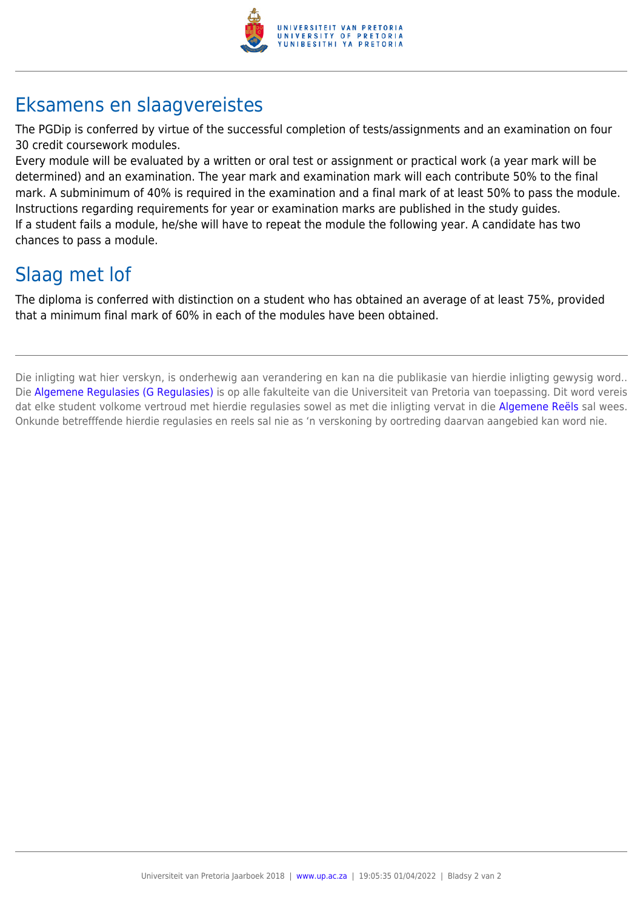## Eksamens en slaagvereistes

The PGDip is conferred by virtue of the successful completion of tests/assignments and an examination on four 30 credit coursework modules.

Every module will be evaluated by a written or oral test or assignment or practical work (a year mark will be determined) and an examination. The year mark and examination mark will each contribute 50% to the final mark. A subminimum of 40% is required in the examination and a final mark of at least 50% to pass the module. Instructions regarding requirements for year or examination marks are published in the study guides.

If a student fails a module, he/she will have to repeat the module the following year. A candidate has two chances to pass a module.

## Slaag met lof

The diploma is conferred with distinction on a student who has obtained an average of at least 75%, provided that a minimum final mark of 60% in each of the modules have been obtained.

---

Die inligting wat hier verskyn, is onderhewig aan verandering en kan na die publikasie van hierdie inligting gewysig word.. Die Algemene Regulasies (G Regulasies) is op alle fakulteite van die Universiteit van Pretoria van toepassing. Dit word vereis dat elke student volkome vertroud met hierdie regulasies sowel as met die inligting vervat in die Algemene Reëls sal wees. Onkunde betrefffende hierdie regulasies en reels sal nie as 'n verskoning by oortreding daarvan aangebied kan word nie.